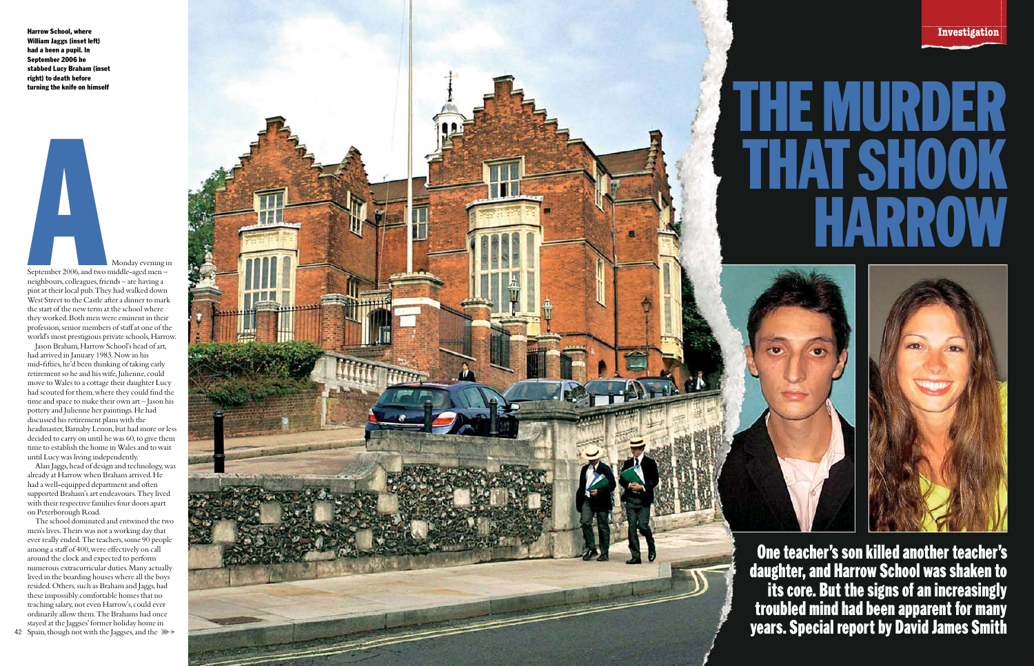Investigation

# THE MURDER THAT SHOOK HARROW

**One teacher's son killed another teacher's daughter, and Harrow School was shaken to its core. But the signs of an increasingly troubled mind had been apparent for many years. Special report by David James Smith**

**Harrow School, where William Jaggs (inset left) had a been a pupil. In September 2006 he stabbed Lucy Braham (inset right) to death before turning the knife on himself**

A Monday evening in September 2006, and two middle-aged men – neighbours, colleagues, friends – are having a pint at their local pub. They had walked down West Street to the Castle after a dinner to mark the start of the new term at the school where they worked. Both men were eminent in their profession, senior members of staff at one of the world's most prestigious private schools, Harrow.

Jason Braham, Harrow School's head of art, had arrived in January 1983. Now in his mid-fifties, he'd been thinking of taking early retirement so he and his wife, Julienne, could move to Wales to a cottage their daughter Lucy had scouted for them, where they could find the time and space to make their own art – Jason his pottery and Julienne her paintings. He had discussed his retirement plans with the headmaster, Barnaby Lenon, but had more or less decided to carry on until he was 60, to give them time to establish the home in Wales and to wait until Lucy was living independently.

Alan Jaggs, head of design and technology, was already at Harrow when Braham arrived. He had a well-equipped department and often supported Braham's art endeavours. They lived with their respective families four doors apart on Peterborough Road.

The school dominated and entwined the two men's lives. Theirs was not a working day that ever really ended. The teachers, some 90 people among a staff of 400, were effectively on call around the clock and expected to perform numerous extracurricular duties. Many actually lived in the boarding houses where all the boys resided. Others, such as Braham and Jaggs, had these impossibly comfortable homes that no teaching salary, not even Harrow's, could ever ordinarily allow them. The Brahams had once stayed at the Jaggses' former holiday home in Spain, though not with the Jaggses, and the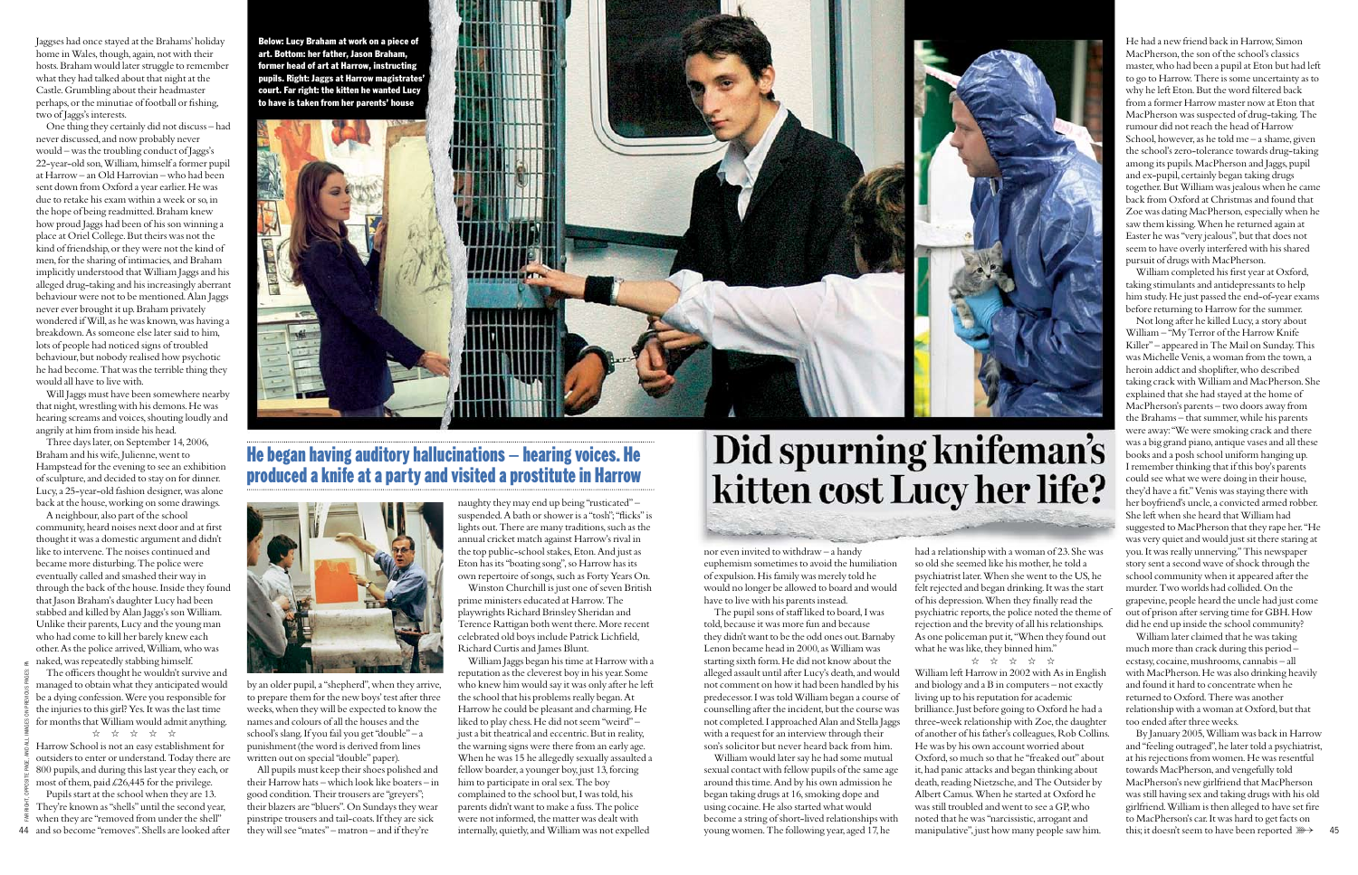Jaggses had once stayed at the Brahams' holiday home in Wales, though, again, not with their hosts. Braham would later struggle to remember what they had talked about that night at the Castle. Grumbling about their headmaster perhaps, or the minutiae of football or fishing, two of Jaggs's interests.

One thing they certainly did not discuss – had never discussed, and now probably never would – was the troubling conduct of Jaggs's 22-year-old son, William, himself a former pupil at Harrow – an Old Harrovian – who had been sent down from Oxford a year earlier. He was due to retake his exam within a week or so, in the hope of being readmitted. Braham knew how proud Jaggs had been of his son winning a place at Oriel College. But theirs was not the kind of friendship, or they were not the kind of men, for the sharing of intimacies, and Braham implicitly understood that William Jaggs and his alleged drug-taking and his increasingly aberrant behaviour were not to be mentioned. Alan Jaggs never ever brought it up. Braham privately wondered if Will, as he was known, was having a breakdown. As someone else later said to him, lots of people had noticed signs of troubled behaviour, but nobody realised how psychotic he had become. That was the terrible thing they would all have to live with.

Will Jaggs must have been somewhere nearby that night, wrestling with his demons. He was hearing screams and voices, shouting loudly and angrily at him from inside his head.

Three days later, on September 14, 2006, Braham and his wife, Julienne, went to Hampstead for the evening to see an exhibition of sculpture, and decided to stay on for dinner. Lucy, a 25-year-old fashion designer, was alone back at the house, working on some drawings.

A neighbour, also part of the school community, heard noises next door and at first thought it was a domestic argument and didn't like to intervene. The noises continued and became more disturbing. The police were eventually called and smashed their way in through the back of the house. Inside they found that Jason Braham's daughter Lucy had been stabbed and killed by Alan Jaggs's son William. Unlike their parents, Lucy and the young man who had come to kill her barely knew each other. As the police arrived, William, who was naked, was repeatedly stabbing himself.

The officers thought he wouldn't survive and managed to obtain what they anticipated would be a dying confession. Were you responsible for the injuries to this girl? Yes. It was the last time for months that William would admit anything.

☆ ☆ ☆ ☆ ☆

Harrow School is not an easy establishment for outsiders to enter or understand. Today there are 800 pupils, and during this last year they each, or most of them, paid £26,445 for the privilege.

Pupils start at the school when they are 13. They're known as "shells" until the second year, when they are "removed from under the shell" and so become "removes". Shells are looked after by an older pupil, a "shepherd", when they arrive, to prepare them for the new boys' test after three weeks, when they will be expected to know the names and colours of all the houses and the school's slang. If you fail you get "double" – a punishment (the word is derived from lines written out on special "double" paper).

All pupils must keep their shoes polished and their Harrow hats – which look like boaters – in good condition. Their trousers are "greyers"; their blazers are "bluers". On Sundays they wear pinstripe trousers and tail-coats. If they are sick they will see "mates" – matron – and if they're naughty they may end up being "rusticated" – suspended. A bath or shower is a "tosh"; "flicks" is lights out. There are many traditions, such as the annual cricket match against Harrow's rival in the top public-school stakes, Eton. And just as Eton has its "boating song", so Harrow has its own repertoire of songs, such as Forty Years On.

Winston Churchill is just one of seven British prime ministers educated at Harrow. The playwrights Richard Brinsley Sheridan and Terence Rattigan both went there. More recent celebrated old boys include Patrick Lichfield, Richard Curtis and James Blunt.

William Jaggs began his time at Harrow with a reputation as the cleverest boy in his year. Some who knew him would say it was only after he left the school that his problems really began. At Harrow he could be pleasant and charming. He liked to play chess. He did not seem "weird" – just a bit theatrical and eccentric. But in reality, the warning signs were there from an early age. When he was 15 he allegedly sexually assaulted a fellow boarder, a younger boy, just 13, forcing him to participate in oral sex. The boy complained to the school but, I was told, his parents didn't want to make a fuss. The police were not informed, the matter was dealt with internally, quietly, and William was not expelled nor even invited to withdraw – a handy euphemism sometimes to avoid the humiliation of expulsion. His family was merely told he would no longer be allowed to board and would have to live with his parents instead.

The pupil sons of staff liked to board, I was told, because it was more fun and because they didn't want to be the odd ones out. Barnaby Lenon became head in 2000, as William was starting sixth form. He did not know about the alleged assault until after Lucy's death, and would not comment on how it had been handled by his predecessor. I was told William began a course of counselling after the incident, but the course was not completed. I approached Alan and Stella Jaggs with a request for an interview through their son's solicitor but never heard back from him.

William would later say he had some mutual sexual contact with fellow pupils of the same age around this time. And by his own admission he began taking drugs at 16, smoking dope and using cocaine. He also started what would become a string of short-lived relationships with young women. The following year, aged 17, he had a relationship with a woman of 23. She was so old she seemed like his mother, he told a psychiatrist later. When she went to the US, he felt rejected and began drinking. It was the start of his depression. When they finally read the psychiatric reports, the police noted the theme of rejection and the brevity of all his relationships. As one policeman put it, "When they found out what he was like, they binned him."

☆ ☆ ☆ ☆ ☆

William left Harrow in 2002 with As in English and biology and a B in computers – not exactly living up to his reputation for academic brilliance. Just before going to Oxford he had a three-week relationship with Zoe, the daughter of another of his father's colleagues, Rob Collins. He was by his own account worried about Oxford, so much so that he "freaked out" about it, had panic attacks and began thinking about death, reading Nietzsche, and The Outsider by Albert Camus. When he started at Oxford he was still troubled and went to see a GP, who noted that he was "narcissistic, arrogant and manipulative", just how many people saw him.

He had a new friend back in Harrow, Simon MacPherson, the son of the school's classics master, who had been a pupil at Eton but had left to go to Harrow. There is some uncertainty as to why he left Eton. But the word filtered back from a former Harrow master now at Eton that MacPherson was suspected of drug-taking. The rumour did not reach the head of Harrow School, however, as he told me – a shame, given the school's zero-tolerance towards drug-taking among its pupils. MacPherson and Jaggs, pupil and ex-pupil, certainly began taking drugs together. But William was jealous when he came back from Oxford at Christmas and found that Zoe was dating MacPherson, especially when he saw them kissing. When he returned again at Easter he was "very jealous", but that does not seem to have overly interfered with his shared pursuit of drugs with MacPherson.

William completed his first year at Oxford, taking stimulants and antidepressants to help him study. He just passed the end-of-year exams before returning to Harrow for the summer.

Not long after he killed Lucy, a story about William – "My Terror of the Harrow Knife Killer" – appeared in The Mail on Sunday. This was Michelle Venis, a woman from the town, a heroin addict and shoplifter, who described taking crack with William and MacPherson. She explained that she had stayed at the home of MacPherson's parents – two doors away from the Brahams – that summer, while his parents were away: "We were smoking crack and there was a big grand piano, antique vases and all these books and a posh school uniform hanging up. I remember thinking that if this boy's parents could see what we were doing in their house, they'd have a fit." Venis was staying there with her boyfriend's uncle, a convicted armed robber. She left when she heard that William had suggested to MacPherson that they rape her. "He was very quiet and would just sit there staring at you. It was really unnerving." This newspaper story sent a second wave of shock through the school community when it appeared after the murder. Two worlds had collided. On the grapevine, people heard the uncle had just come out of prison after serving time for GBH. How did he end up inside the school community?

William later claimed that he was taking much more than crack during this period – ecstasy, cocaine, mushrooms, cannabis – all with MacPherson. He was also drinking heavily and found it hard to concentrate when he returned to Oxford. There was another relationship with a woman at Oxford, but that too ended after three weeks.

By January 2005, William was back in Harrow and "feeling outraged", he later told a psychiatrist, at his rejections from women. He was resentful towards MacPherson, and vengefully told MacPherson's new girlfriend that MacPherson was still having sex and taking drugs with his old girlfriend. William is then alleged to have set fire to MacPherson's car. It was hard to get facts on this; it doesn't seem to have been reported ⋙

Below: Lucy Braham at work on a piece of art. Bottom: her father, Jason Braham, former head of art at Harrow, instructing pupils. Right: Jaggs at Harrow magistrates' court. Far right: the kitten he wanted Lucy to have is taken from her parents' house

# Did spurning knifeman's kitten cost Lucy her life?

## He began having auditory hallucinations – hearing voices. He produced a knife at a party and visited a prostitute in Harrow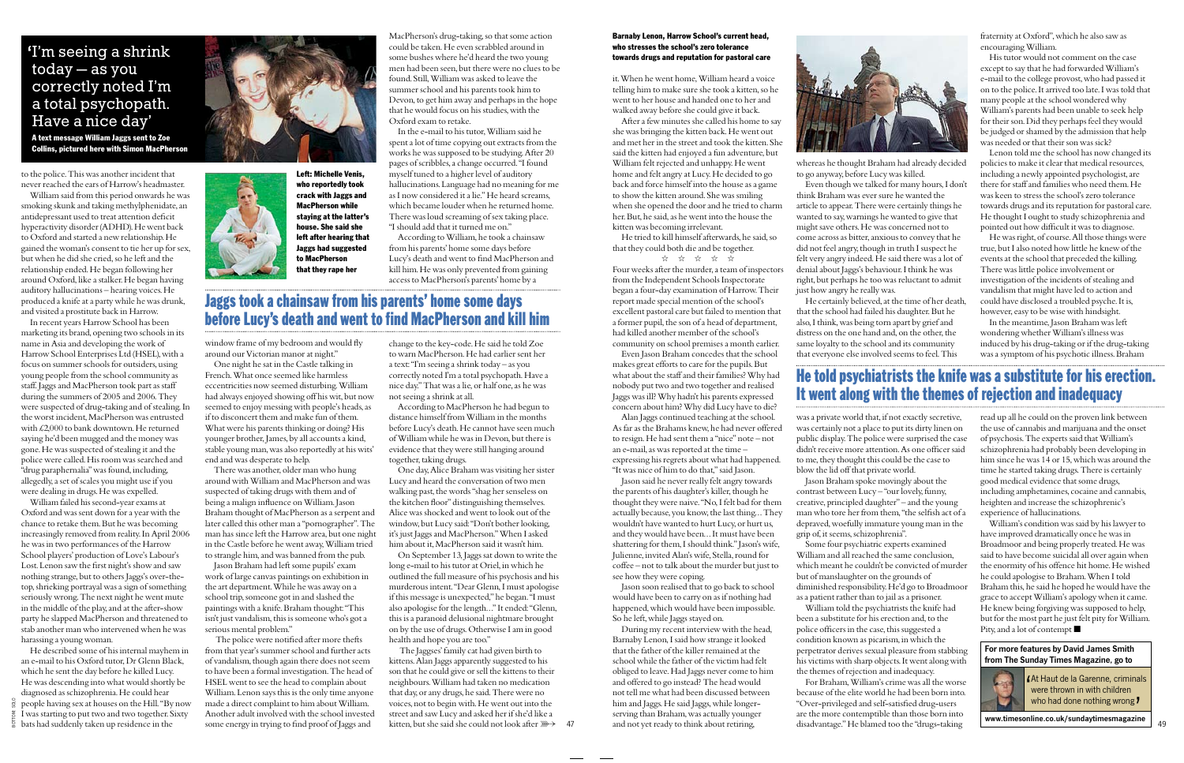## 'I'm seeing a shrink today – as you correctly noted I'm a total psychopath. Have a nice day'

**A text message William Jaggs sent to Zoe Collins, pictured here with Simon MacPherson**

**Left: Michelle Venis, who reportedly took crack with Jaggs and MacPherson while staying at the latter's house. She said she left after hearing that Jaggs had suggested to MacPherson that they rape her**

to the police. This was another incident that never reached the ears of Harrow's headmaster.

William said from this period onwards he was smoking skunk and taking methylphenidate, an antidepressant used to treat attention deficit hyperactivity disorder (ADHD). He went back to Oxford and started a new relationship. He gained the woman's consent to tie her up for sex, but when he did she cried, so he left and the relationship ended. He began following her around Oxford, like a stalker. He began having auditory hallucinations – hearing voices. He produced a knife at a party while he was drunk, and visited a prostitute back in Harrow.

In recent years Harrow School has been marketing its brand, opening two schools in its name in Asia and developing the work of Harrow School Enterprises Ltd (HSEL), with a focus on summer schools for outsiders, using young people from the school community as staff. Jaggs and MacPherson took part as staff during the summers of 2005 and 2006. They were suspected of drug-taking and of stealing. In the worst incident, MacPherson was entrusted with £2,000 to bank downtown. He returned saying he'd been mugged and the money was gone. He was suspected of stealing it and the police were called. His room was searched and "drug paraphernalia" was found, including, allegedly, a set of scales you might use if you were dealing in drugs. He was expelled.

William failed his second-year exams at Oxford and was sent down for a year with the chance to retake them. But he was becoming increasingly removed from reality. In April 2006 he was in two performances of the Harrow School Players' production of Love's Labour's Lost. Lenon saw the first night's show and saw nothing strange, but to others Jaggs's over-the-top, shrieking portrayal was a sign of something seriously wrong. The next night he went mute in the middle of the play, and at the after-show party he slapped MacPherson and threatened to stab another man who intervened when he was harassing a young woman.

He described some of his internal mayhem in an e-mail to his Oxford tutor, Dr Glenn Black, which he sent the day before he killed Lucy. He was descending into what would shortly be diagnosed as schizophrenia. He could hear people having sex at houses on the Hill. "By now I was starting to put two and two together. Sixty bats had suddenly taken up residence in the window frame of my bedroom and would fly around our Victorian manor at night."

One night he sat in the Castle talking in French. What once seemed like harmless eccentricities now seemed disturbing. William had always enjoyed showing off his wit, but now seemed to enjoy messing with people's heads, as if to disconcert them and make fun of them. What were his parents thinking or doing? His younger brother, James, by all accounts a kind, stable young man, was also reportedly at his wits' end and was desperate to help.

There was another, older man who hung around with William and MacPherson and was suspected of taking drugs with them and of being a malign influence on William. Jason Braham thought of MacPherson as a serpent and later called this other man a "pornographer". The man has since left the Harrow area, but one night in the Castle before he went away, William tried to strangle him, and was banned from the pub.

Jason Braham had left some pupils' exam work of large canvas paintings on exhibition in the art department. While he was away on a school trip, someone got in and slashed the paintings with a knife. Braham thought: "This isn't just vandalism, this is someone who's got a serious mental problem."

The police were notified after more thefts from that year's summer school and further acts of vandalism, though again there does not seem to have been a formal investigation. The head of HSEL went to see the head to complain about William. Lenon says this is the only time anyone made a direct complaint to him about William. Another adult involved with the school invested some energy in trying to find proof of Jaggs and MacPherson's drug-taking, so that some action could be taken. He even scrabbled around in some bushes where he'd heard the two young men had been seen, but there were no clues to be found. Still, William was asked to leave the summer school and his parents took him to Devon, to get him away and perhaps in the hope that he would focus on his studies, with the Oxford exam to retake.

In the e-mail to his tutor, William said he spent a lot of time copying out extracts from the works he was supposed to be studying. After 20 pages of scribbles, a change occurred. "I found myself tuned to a higher level of auditory hallucinations. Language had no meaning for me as I now considered it a lie." He heard screams, which became louder when he returned home. There was loud screaming of sex taking place. "I should add that it turned me on."

According to William, he took a chainsaw from his parents' home some days before Lucy's death and went to find MacPherson and kill him. He was only prevented from gaining access to MacPherson's parents' home by a change to the key-code. He said he told Zoe to warn MacPherson. He had earlier sent her a text: "I'm seeing a shrink today – as you correctly noted I'm a total psychopath. Have a nice day." That was a lie, or half one, as he was not seeing a shrink at all.

## Jaggs took a chainsaw from his parents' home some days before Lucy's death and went to find MacPherson and kill him

According to MacPherson he had begun to distance himself from William in the months before Lucy's death. He cannot have seen much of William while he was in Devon, but there is evidence that they were still hanging around together, taking drugs.

One day, Alice Braham was visiting her sister Lucy and heard the conversation of two men walking past, the words "shag her senseless on the kitchen floor" distinguishing themselves. Alice was shocked and went to look out of the window, but Lucy said: "Don't bother looking, it's just Jaggs and MacPherson." When I asked him about it, MacPherson said it wasn't him.

On September 13, Jaggs sat down to write the long e-mail to his tutor at Oriel, in which he outlined the full measure of his psychosis and his murderous intent. "Dear Glenn, I must apologise if this message is unexpected," he began. "I must also apologise for the length..." It ended: "Glenn, this is a paranoid delusional nightmare brought on by the use of drugs. Otherwise I am in good health and hope you are too."

The Jaggses' family cat had given birth to kittens. Alan Jaggs apparently suggested to his son that he could give or sell the kittens to their neighbours. William had taken no medication that day, or any drugs, he said. There were no voices, not to begin with. He went out into the street and saw Lucy and asked her if she'd like a kitten, but she said she could not look after it. When he went home, William heard a voice telling him to make sure she took a kitten, so he went to her house and handed one to her and walked away before she could give it back.

After a few minutes she called his home to say she was bringing the kitten back. He went out and met her in the street and took the kitten. She said the kitten had enjoyed a fun adventure, but William felt rejected and unhappy. He went home and felt angry at Lucy. He decided to go back and force himself into the house as a game to show the kitten around. She was smiling when she opened the door and he tried to charm her. But, he said, as he went into the house the kitten was becoming irrelevant.

He tried to kill himself afterwards, he said, so that they could both die and be together.

☆ ☆ ☆ ☆ ☆

Four weeks after the murder, a team of inspectors from the Independent Schools Inspectorate began a four-day examination of Harrow. Their report made special mention of the school's excellent pastoral care but failed to mention that a former pupil, the son of a head of department, had killed another member of the school's community on school premises a month earlier.

Even Jason Braham concedes that the school makes great efforts to care for the pupils. But what about the staff and their families? Why had nobody put two and two together and realised Jaggs was ill? Why hadn't his parents expressed concern about him? Why did Lucy have to die?

Alan Jaggs continued teaching at the school. As far as the Brahams knew, he had never offered to resign. He had sent them a "nice" note – not an e-mail, as was reported at the time – expressing his regrets about what had happened. "It was nice of him to do that," said Jason.

Jason said he never really felt angry towards the parents of his daughter's killer, though he thought they were naive. "No, I felt bad for them actually because, you know, the last thing... They wouldn't have wanted to hurt Lucy, or hurt us, and they would have been... It must have been shattering for them, I should think." Jason's wife, Julienne, invited Alan's wife, Stella, round for coffee – not to talk about the murder but just to see how they were coping.

Jason soon realised that to go back to school would have been to carry on as if nothing had happened, which would have been impossible. So he left, while Jaggs stayed on.

During my recent interview with the head, Barnaby Lenon, I said how strange it looked that the father of the killer remained at the school while the father of the victim had felt obliged to leave. Had Jaggs never come to him and offered to go instead? The head would not tell me what had been discussed between him and Jaggs. He said Jaggs, while longer-serving than Braham, was actually younger and not yet ready to think about retiring, whereas he thought Braham had already decided to go anyway, before Lucy was killed.

**Barnaby Lenon, Harrow School's current head, who stresses the school's zero tolerance towards drugs and reputation for pastoral care**

Even though we talked for many hours, I don't think Braham was ever sure he wanted the article to appear. There were certainly things he wanted to say, warnings he wanted to give that might save others. He was concerned not to come across as bitter, anxious to convey that he did not feel angry, though in truth I suspect he felt very angry indeed. He said there was a lot of denial about Jaggs's behaviour. I think he was right, but perhaps he too was reluctant to admit just how angry he really was.

He certainly believed, at the time of her death, that the school had failed his daughter. But he also, I think, was being torn apart by grief and distress on the one hand and, on the other, the same loyalty to the school and its community that everyone else involved seems to feel. This was a private world that, if not exactly secretive, was certainly not a place to put its dirty linen on public display. The police were surprised the case didn't receive more attention. As one officer said to me, they thought this could be the case to blow the lid off that private world.

## He told psychiatrists the knife was a substitute for his erection. It went along with the themes of rejection and inadequacy

Jason Braham spoke movingly about the contrast between Lucy – "our lovely, funny, creative, principled daughter" – and the young man who tore her from them, "the selfish act of a depraved, woefully immature young man in the grip of, it seems, schizophrenia".

Some four psychiatric experts examined William and all reached the same conclusion, which meant he couldn't be convicted of murder but of manslaughter on the grounds of diminished responsibility. He'd go to Broadmoor as a patient rather than to jail as a prisoner.

William told the psychiatrists the knife had been a substitute for his erection and, to the police officers in the case, this suggested a condition known as picarism, in which the perpetrator derives sexual pleasure from stabbing his victims with sharp objects. It went along with the themes of rejection and inadequacy.

For Braham, William's crime was all the worse because of the elite world he had been born into. "Over-privileged and self-satisfied drug-users are the more contemptible than those born into disadvantage." He blamed too the "drugs-taking fraternity at Oxford", which he also saw as encouraging William.

His tutor would not comment on the case except to say that he had forwarded William's e-mail to the college provost, who had passed it on to the police. It arrived too late. I was told that many people at the school wondered why William's parents had been unable to seek help for their son. Did they perhaps feel they would be judged or shamed by the admission that help was needed or that their son was sick?

Lenon told me the school has now changed its policies to make it clear that medical resources, including a newly appointed psychologist, are there for staff and families who need them. He was keen to stress the school's zero tolerance towards drugs and its reputation for pastoral care. He thought I ought to study schizophrenia and pointed out how difficult it was to diagnose.

He was right, of course. All those things were true, but I also noted how little he knew of the events at the school that preceded the killing. There was little police involvement or investigation of the incidents of stealing and vandalism that might have led to action and could have disclosed a troubled psyche. It is, however, easy to be wise with hindsight.

In the meantime, Jason Braham was left wondering whether William's illness was induced by his drug-taking or if the drug-taking was a symptom of his psychotic illness. Braham read up all he could on the proven link between the use of cannabis and marijuana and the onset of psychosis. The experts said that William's schizophrenia had probably been developing in him since he was 14 or 15, which was around the time he started taking drugs. There is certainly good medical evidence that some drugs, including amphetamines, cocaine and cannabis, heighten and increase the schizophrenic's experience of hallucinations.

William's condition was said by his lawyer to have improved dramatically once he was in Broadmoor and being properly treated. He was said to have become suicidal all over again when the enormity of his offence hit home. He wished he could apologise to Braham. When I told Braham this, he said he hoped he would have the grace to accept William's apology when it came. He knew being forgiving was supposed to help, but for the most part he just felt pity for William. Pity, and a lot of contempt ■

**For more features by David James Smith from The Sunday Times Magazine, go to**

'At Haut de la Garenne, criminals were thrown in with children who had done nothing wrong'

**www.timesonline.co.uk/sundaytimesmagazine**